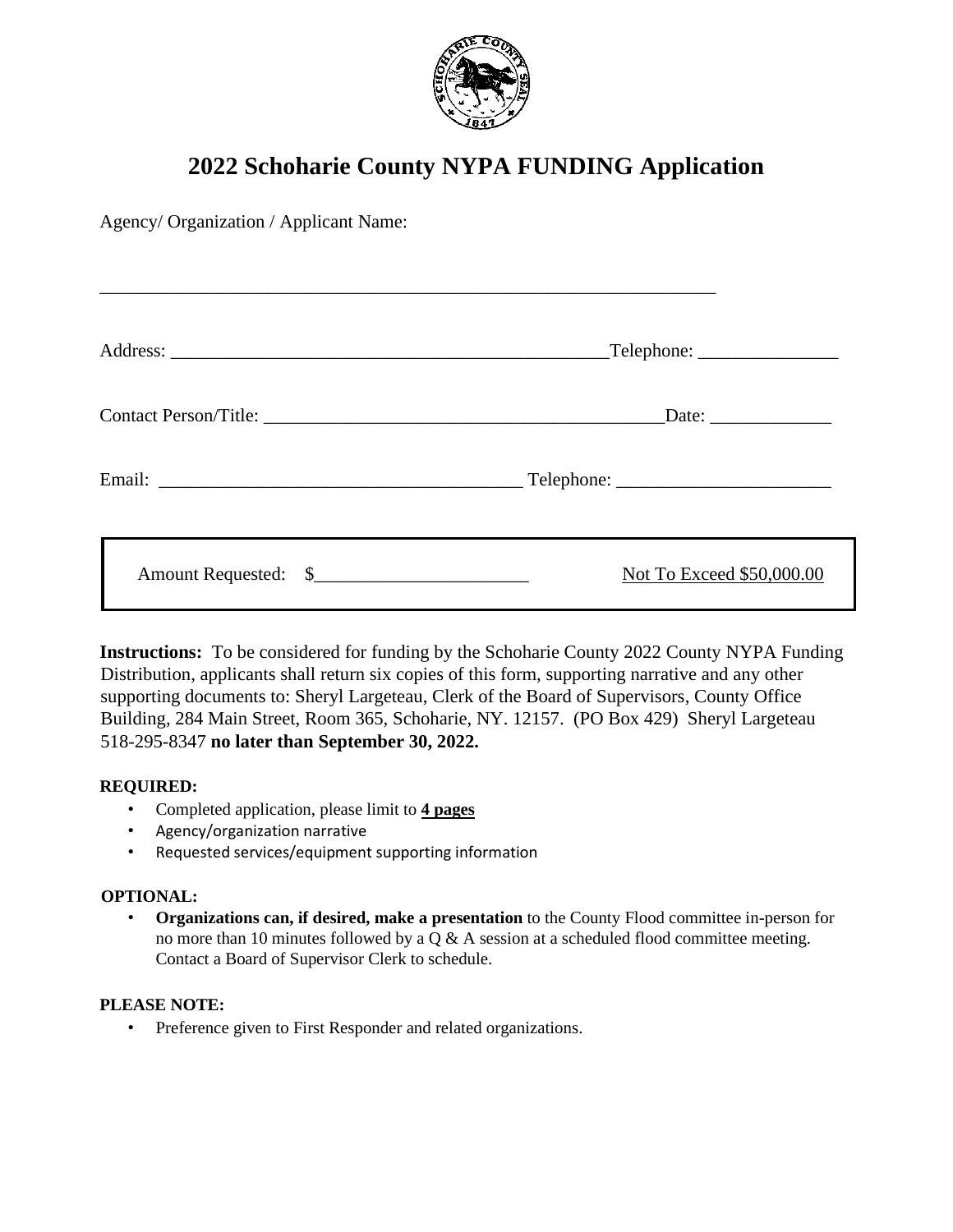# 2022 Schoharie County NYPA FUNDING Application

Agency/ Organization / Applicant Name:

___________________________________________________________________

Address: _______________________________________________Telephone: _______________

Contact Person/Title: ____________________________________________Date: _____________

Email: ______________________________________ Telephone: ______________________

| Amount Requested: $______________________ | Not To Exceed $50,000.00 |
|---|---|

**Instructions:** To be considered for funding by the Schoharie County 2022 County NYPA Funding Distribution, applicants shall return six copies of this form, supporting narrative and any other supporting documents to: Sheryl Largeteau, Clerk of the Board of Supervisors, County Office Building, 284 Main Street, Room 365, Schoharie, NY. 12157. (PO Box 429) Sheryl Largeteau 518-295-8347 **no later than September 30, 2022.**

**REQUIRED:**

- Completed application, please limit to **4 pages**
- Agency/organization narrative
- Requested services/equipment supporting information

**OPTIONAL:**

- **Organizations can, if desired, make a presentation** to the County Flood committee in-person for no more than 10 minutes followed by a Q & A session at a scheduled flood committee meeting. Contact a Board of Supervisor Clerk to schedule.

**PLEASE NOTE:**

- Preference given to First Responder and related organizations.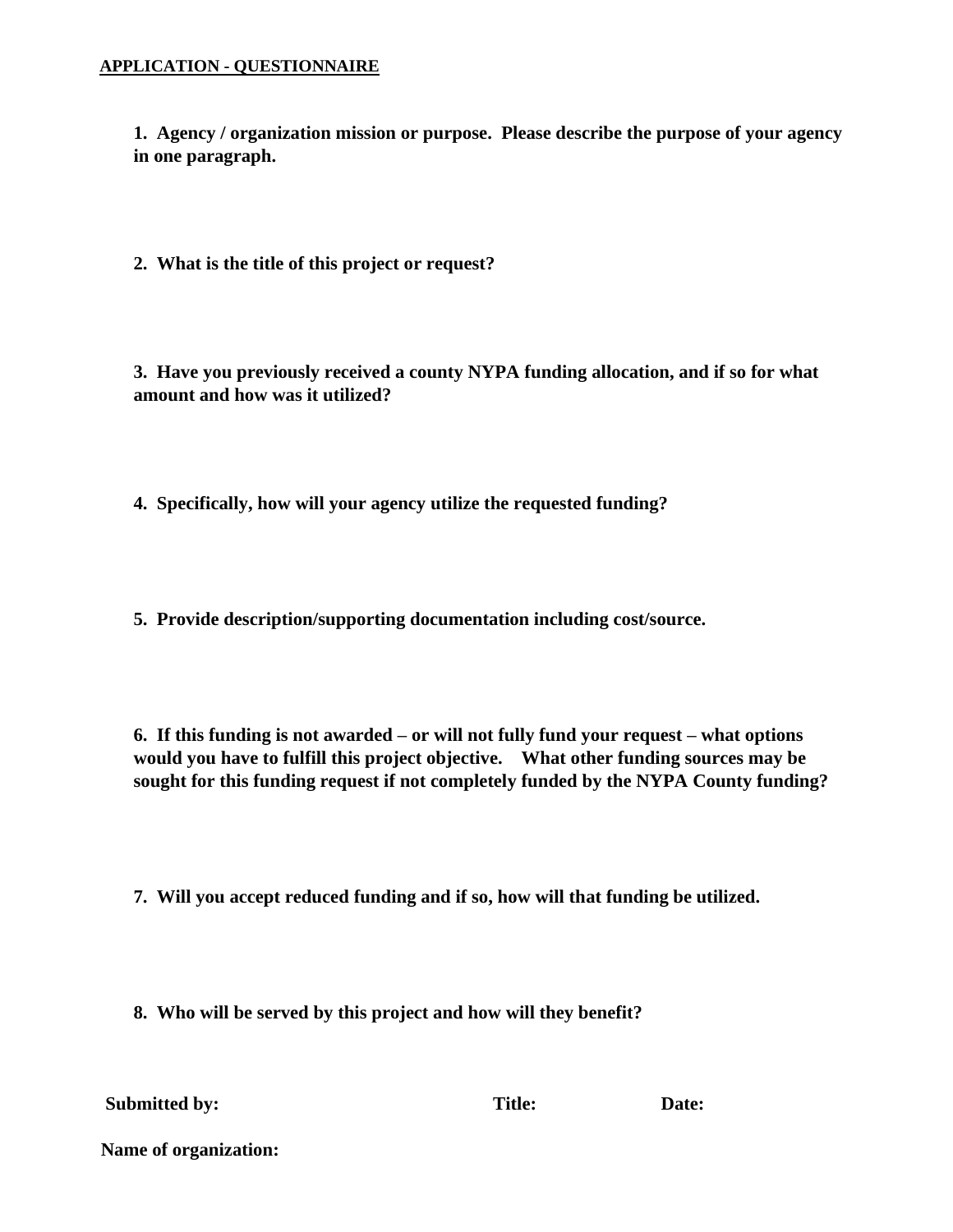**APPLICATION - QUESTIONNAIRE**

**1. Agency / organization mission or purpose. Please describe the purpose of your agency in one paragraph.**

**2. What is the title of this project or request?**

**3. Have you previously received a county NYPA funding allocation, and if so for what amount and how was it utilized?**

**4. Specifically, how will your agency utilize the requested funding?**

**5. Provide description/supporting documentation including cost/source.**

**6. If this funding is not awarded – or will not fully fund your request – what options would you have to fulfill this project objective. What other funding sources may be sought for this funding request if not completely funded by the NYPA County funding?**

**7. Will you accept reduced funding and if so, how will that funding be utilized.**

**8. Who will be served by this project and how will they benefit?**

**Submitted by:** **Title:** **Date:**

**Name of organization:**